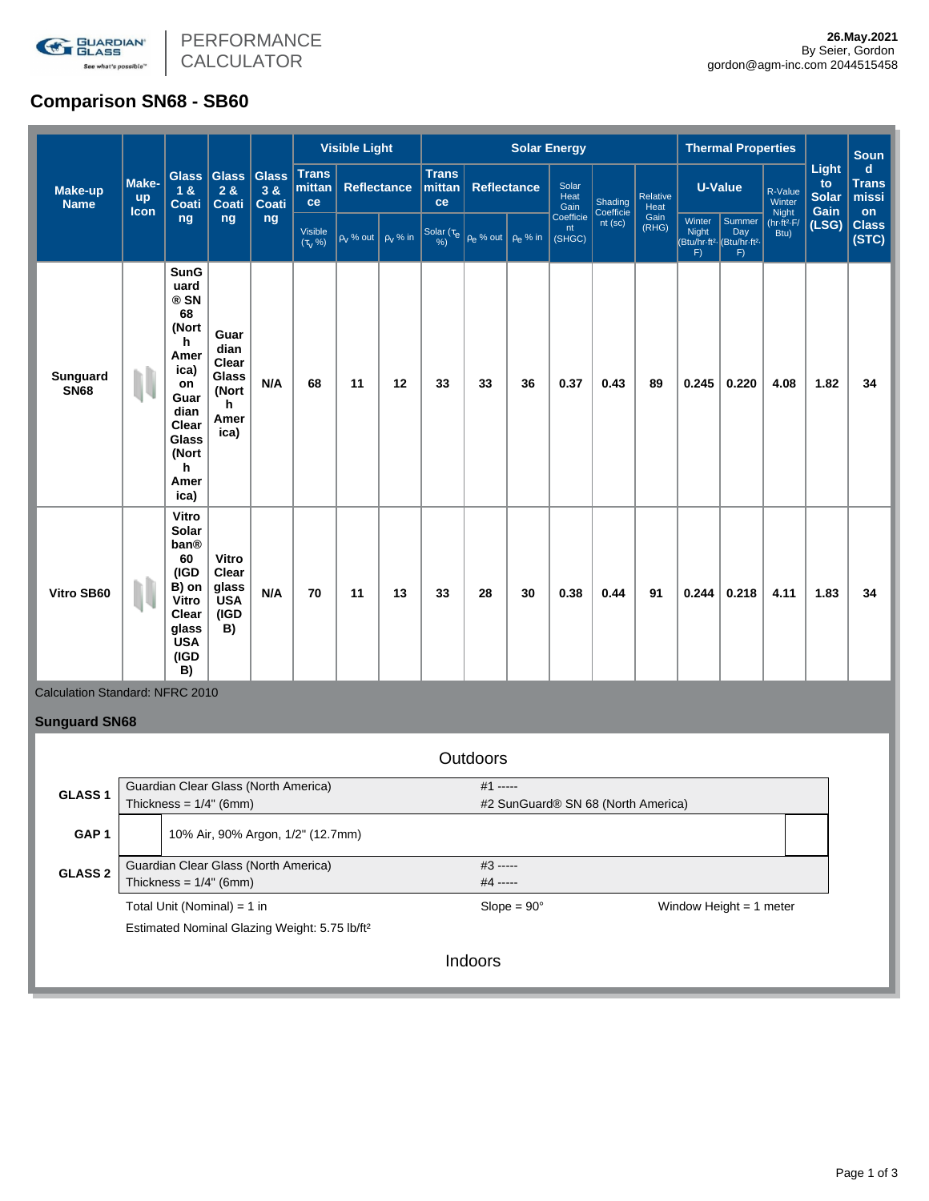GUARDIAN GLASS
See what's possible™

PERFORMANCE CALCULATOR

**26.May.2021**
By Seier, Gordon
gordon@agm-inc.com 2044515458

## Comparison SN68 - SB60

| Make-up Name | Make-up Icon | Glass 1 & Coating | Glass 2 & Coating | Glass 3 & Coating | Visible Light | | | Solar Energy | | | | | | Thermal Properties | | | Light to Solar Gain (LSG) | Sound Transmission Class (STC) |
|---|---|---|---|---|---|---|---|---|---|---|---|---|---|---|---|---|---|---|
| | | | | | Transmittance | Reflectance | | Transmittance | Reflectance | | Solar Heat Gain Coefficient (SHGC) | Shading Coefficient (sc) | Relative Heat Gain (RHG) | U-Value | | R-Value Winter Night (hr·ft²·F/Btu) | | |
| | | | | | Visible ($\tau_v$ %) | $\rho_v$ % out | $\rho_v$ % in | Solar ($\tau_e$ %) | $\rho_e$ % out | $\rho_e$ % in | | | | Winter Night (Btu/hr·ft²·F) | Summer Day (Btu/hr·ft²·F) | | | |
| Sunguard SN68 | | SunGuard® SN 68 (North America) on Guardian Clear Glass (North America) | Guardian Clear Glass (North America) | N/A | 68 | 11 | 12 | 33 | 33 | 36 | 0.37 | 0.43 | 89 | 0.245 | 0.220 | 4.08 | 1.82 | 34 |
| Vitro SB60 | | Vitro Solarban® 60 (IGDB) on Vitro Clear glass USA (IGDB) | Vitro Clear glass USA (IGDB) | N/A | 70 | 11 | 13 | 33 | 28 | 30 | 0.38 | 0.44 | 91 | 0.244 | 0.218 | 4.11 | 1.83 | 34 |

Calculation Standard: NFRC 2010

**Sunguard SN68**

Outdoors

| | | |
|---|---|---|
| **GLASS 1** | Guardian Clear Glass (North America)<br>Thickness = 1/4" (6mm) | #1 -----<br>#2 SunGuard® SN 68 (North America) |
| **GAP 1** | 10% Air, 90% Argon, 1/2" (12.7mm) | |
| **GLASS 2** | Guardian Clear Glass (North America)<br>Thickness = 1/4" (6mm) | #3 -----<br>#4 ----- |

Total Unit (Nominal) = 1 in    Slope = 90°    Window Height = 1 meter

Estimated Nominal Glazing Weight: 5.75 lb/ft²

Indoors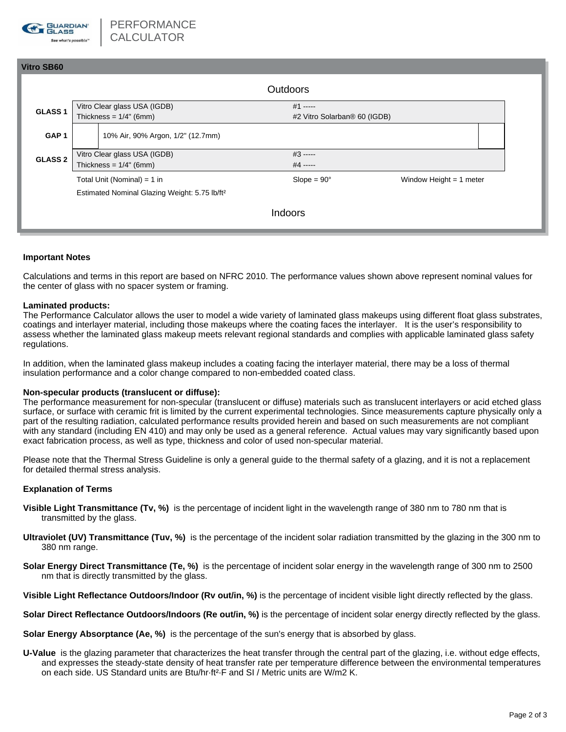PERFORMANCE CALCULATOR

## Vitro SB60

Outdoors

| | | |
|---|---|---|
| **GLASS 1** | Vitro Clear glass USA (IGDB)<br>Thickness = 1/4" (6mm) | #1 -----<br>#2 Vitro Solarban® 60 (IGDB) |
| **GAP 1** | 10% Air, 90% Argon, 1/2" (12.7mm) | |
| **GLASS 2** | Vitro Clear glass USA (IGDB)<br>Thickness = 1/4" (6mm) | #3 -----<br>#4 ----- |
| | Total Unit (Nominal) = 1 in | Slope = 90° &nbsp;&nbsp;&nbsp; Window Height = 1 meter |
| | Estimated Nominal Glazing Weight: 5.75 lb/ft² | |

Indoors

**Important Notes**

Calculations and terms in this report are based on NFRC 2010. The performance values shown above represent nominal values for the center of glass with no spacer system or framing.

**Laminated products:**
The Performance Calculator allows the user to model a wide variety of laminated glass makeups using different float glass substrates, coatings and interlayer material, including those makeups where the coating faces the interlayer. It is the user's responsibility to assess whether the laminated glass makeup meets relevant regional standards and complies with applicable laminated glass safety regulations.

In addition, when the laminated glass makeup includes a coating facing the interlayer material, there may be a loss of thermal insulation performance and a color change compared to non-embedded coated class.

**Non-specular products (translucent or diffuse):**
The performance measurement for non-specular (translucent or diffuse) materials such as translucent interlayers or acid etched glass surface, or surface with ceramic frit is limited by the current experimental technologies. Since measurements capture physically only a part of the resulting radiation, calculated performance results provided herein and based on such measurements are not compliant with any standard (including EN 410) and may only be used as a general reference. Actual values may vary significantly based upon exact fabrication process, as well as type, thickness and color of used non-specular material.

Please note that the Thermal Stress Guideline is only a general guide to the thermal safety of a glazing, and it is not a replacement for detailed thermal stress analysis.

**Explanation of Terms**

**Visible Light Transmittance (Tv, %)** is the percentage of incident light in the wavelength range of 380 nm to 780 nm that is transmitted by the glass.

**Ultraviolet (UV) Transmittance (Tuv, %)** is the percentage of the incident solar radiation transmitted by the glazing in the 300 nm to 380 nm range.

**Solar Energy Direct Transmittance (Te, %)** is the percentage of incident solar energy in the wavelength range of 300 nm to 2500 nm that is directly transmitted by the glass.

**Visible Light Reflectance Outdoors/Indoor (Rv out/in, %)** is the percentage of incident visible light directly reflected by the glass.

**Solar Direct Reflectance Outdoors/Indoors (Re out/in, %)** is the percentage of incident solar energy directly reflected by the glass.

**Solar Energy Absorptance (Ae, %)** is the percentage of the sun's energy that is absorbed by glass.

**U-Value** is the glazing parameter that characterizes the heat transfer through the central part of the glazing, i.e. without edge effects, and expresses the steady-state density of heat transfer rate per temperature difference between the environmental temperatures on each side. US Standard units are Btu/hr·ft²·F and SI / Metric units are W/m2 K.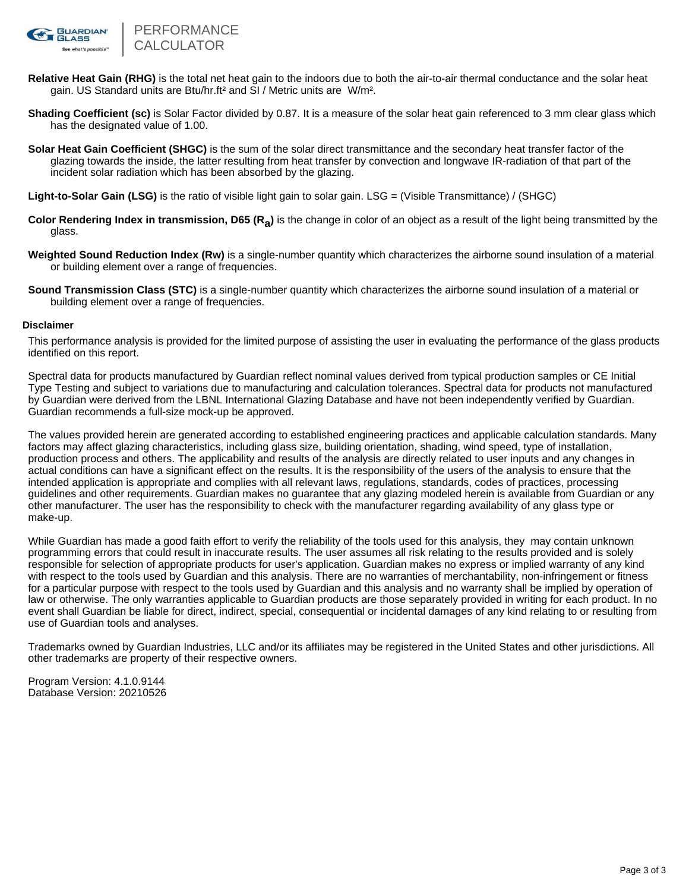**Relative Heat Gain (RHG)** is the total net heat gain to the indoors due to both the air-to-air thermal conductance and the solar heat gain. US Standard units are Btu/hr.ft² and SI / Metric units are W/m².

**Shading Coefficient (sc)** is Solar Factor divided by 0.87. It is a measure of the solar heat gain referenced to 3 mm clear glass which has the designated value of 1.00.

**Solar Heat Gain Coefficient (SHGC)** is the sum of the solar direct transmittance and the secondary heat transfer factor of the glazing towards the inside, the latter resulting from heat transfer by convection and longwave IR-radiation of that part of the incident solar radiation which has been absorbed by the glazing.

**Light-to-Solar Gain (LSG)** is the ratio of visible light gain to solar gain. LSG = (Visible Transmittance) / (SHGC)

**Color Rendering Index in transmission, D65 ($R_a$)** is the change in color of an object as a result of the light being transmitted by the glass.

**Weighted Sound Reduction Index (Rw)** is a single-number quantity which characterizes the airborne sound insulation of a material or building element over a range of frequencies.

**Sound Transmission Class (STC)** is a single-number quantity which characterizes the airborne sound insulation of a material or building element over a range of frequencies.

**Disclaimer**

This performance analysis is provided for the limited purpose of assisting the user in evaluating the performance of the glass products identified on this report.

Spectral data for products manufactured by Guardian reflect nominal values derived from typical production samples or CE Initial Type Testing and subject to variations due to manufacturing and calculation tolerances. Spectral data for products not manufactured by Guardian were derived from the LBNL International Glazing Database and have not been independently verified by Guardian. Guardian recommends a full-size mock-up be approved.

The values provided herein are generated according to established engineering practices and applicable calculation standards. Many factors may affect glazing characteristics, including glass size, building orientation, shading, wind speed, type of installation, production process and others. The applicability and results of the analysis are directly related to user inputs and any changes in actual conditions can have a significant effect on the results. It is the responsibility of the users of the analysis to ensure that the intended application is appropriate and complies with all relevant laws, regulations, standards, codes of practices, processing guidelines and other requirements. Guardian makes no guarantee that any glazing modeled herein is available from Guardian or any other manufacturer. The user has the responsibility to check with the manufacturer regarding availability of any glass type or make-up.

While Guardian has made a good faith effort to verify the reliability of the tools used for this analysis, they may contain unknown programming errors that could result in inaccurate results. The user assumes all risk relating to the results provided and is solely responsible for selection of appropriate products for user's application. Guardian makes no express or implied warranty of any kind with respect to the tools used by Guardian and this analysis. There are no warranties of merchantability, non-infringement or fitness for a particular purpose with respect to the tools used by Guardian and this analysis and no warranty shall be implied by operation of law or otherwise. The only warranties applicable to Guardian products are those separately provided in writing for each product. In no event shall Guardian be liable for direct, indirect, special, consequential or incidental damages of any kind relating to or resulting from use of Guardian tools and analyses.

Trademarks owned by Guardian Industries, LLC and/or its affiliates may be registered in the United States and other jurisdictions. All other trademarks are property of their respective owners.

Program Version: 4.1.0.9144
Database Version: 20210526